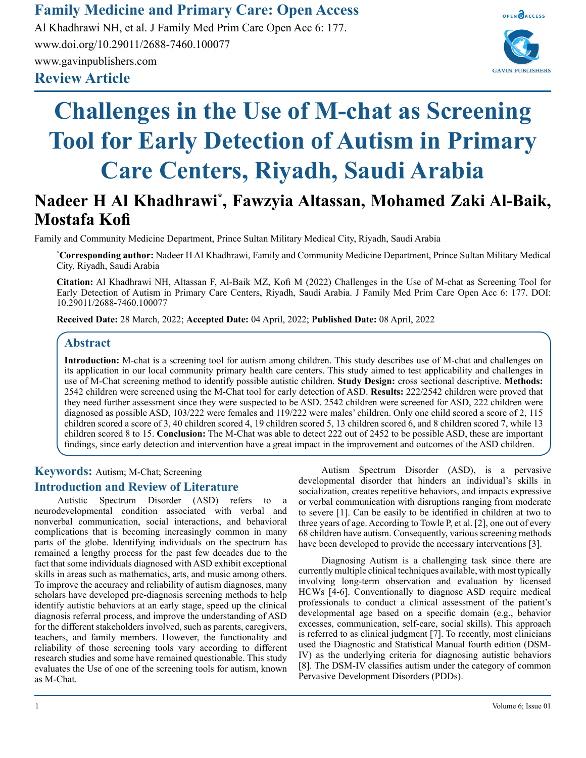**Review Article**

# Challenges in the Use of M-chat as Screening Tool for Early Detection of Autism in Primary Care Centers, Riyadh, Saudi Arabia

**Nadeer H Al Khadhrawi*, Fawzyia Altassan, Mohamed Zaki Al-Baik, Mostafa Kofi**

Family and Community Medicine Department, Prince Sultan Military Medical City, Riyadh, Saudi Arabia

***Corresponding author:** Nadeer H Al Khadhrawi, Family and Community Medicine Department, Prince Sultan Military Medical City, Riyadh, Saudi Arabia

**Citation:** Al Khadhrawi NH, Altassan F, Al-Baik MZ, Kofi M (2022) Challenges in the Use of M-chat as Screening Tool for Early Detection of Autism in Primary Care Centers, Riyadh, Saudi Arabia. J Family Med Prim Care Open Acc 6: 177. DOI: 10.29011/2688-7460.100077

**Received Date:** 28 March, 2022; **Accepted Date:** 04 April, 2022; **Published Date:** 08 April, 2022

## Abstract

**Introduction:** M-chat is a screening tool for autism among children. This study describes use of M-chat and challenges on its application in our local community primary health care centers. This study aimed to test applicability and challenges in use of M-Chat screening method to identify possible autistic children. **Study Design:** cross sectional descriptive. **Methods:** 2542 children were screened using the M-Chat tool for early detection of ASD. **Results:** 222/2542 children were proved that they need further assessment since they were suspected to be ASD. 2542 children were screened for ASD, 222 children were diagnosed as possible ASD, 103/222 were females and 119/222 were males' children. Only one child scored a score of 2, 115 children scored a score of 3, 40 children scored 4, 19 children scored 5, 13 children scored 6, and 8 children scored 7, while 13 children scored 8 to 15. **Conclusion:** The M-Chat was able to detect 222 out of 2452 to be possible ASD, these are important findings, since early detection and intervention have a great impact in the improvement and outcomes of the ASD children.

**Keywords:** Autism; M-Chat; Screening

## Introduction and Review of Literature

Autistic Spectrum Disorder (ASD) refers to a neurodevelopmental condition associated with verbal and nonverbal communication, social interactions, and behavioral complications that is becoming increasingly common in many parts of the globe. Identifying individuals on the spectrum has remained a lengthy process for the past few decades due to the fact that some individuals diagnosed with ASD exhibit exceptional skills in areas such as mathematics, arts, and music among others. To improve the accuracy and reliability of autism diagnoses, many scholars have developed pre-diagnosis screening methods to help identify autistic behaviors at an early stage, speed up the clinical diagnosis referral process, and improve the understanding of ASD for the different stakeholders involved, such as parents, caregivers, teachers, and family members. However, the functionality and reliability of those screening tools vary according to different research studies and some have remained questionable. This study evaluates the Use of one of the screening tools for autism, known as M-Chat.

Autism Spectrum Disorder (ASD), is a pervasive developmental disorder that hinders an individual's skills in socialization, creates repetitive behaviors, and impacts expressive or verbal communication with disruptions ranging from moderate to severe [1]. Can be easily to be identified in children at two to three years of age. According to Towle P, et al. [2], one out of every 68 children have autism. Consequently, various screening methods have been developed to provide the necessary interventions [3].

Diagnosing Autism is a challenging task since there are currently multiple clinical techniques available, with most typically involving long-term observation and evaluation by licensed HCWs [4-6]. Conventionally to diagnose ASD require medical professionals to conduct a clinical assessment of the patient's developmental age based on a specific domain (e.g., behavior excesses, communication, self-care, social skills). This approach is referred to as clinical judgment [7]. To recently, most clinicians used the Diagnostic and Statistical Manual fourth edition (DSM-IV) as the underlying criteria for diagnosing autistic behaviors [8]. The DSM-IV classifies autism under the category of common Pervasive Development Disorders (PDDs).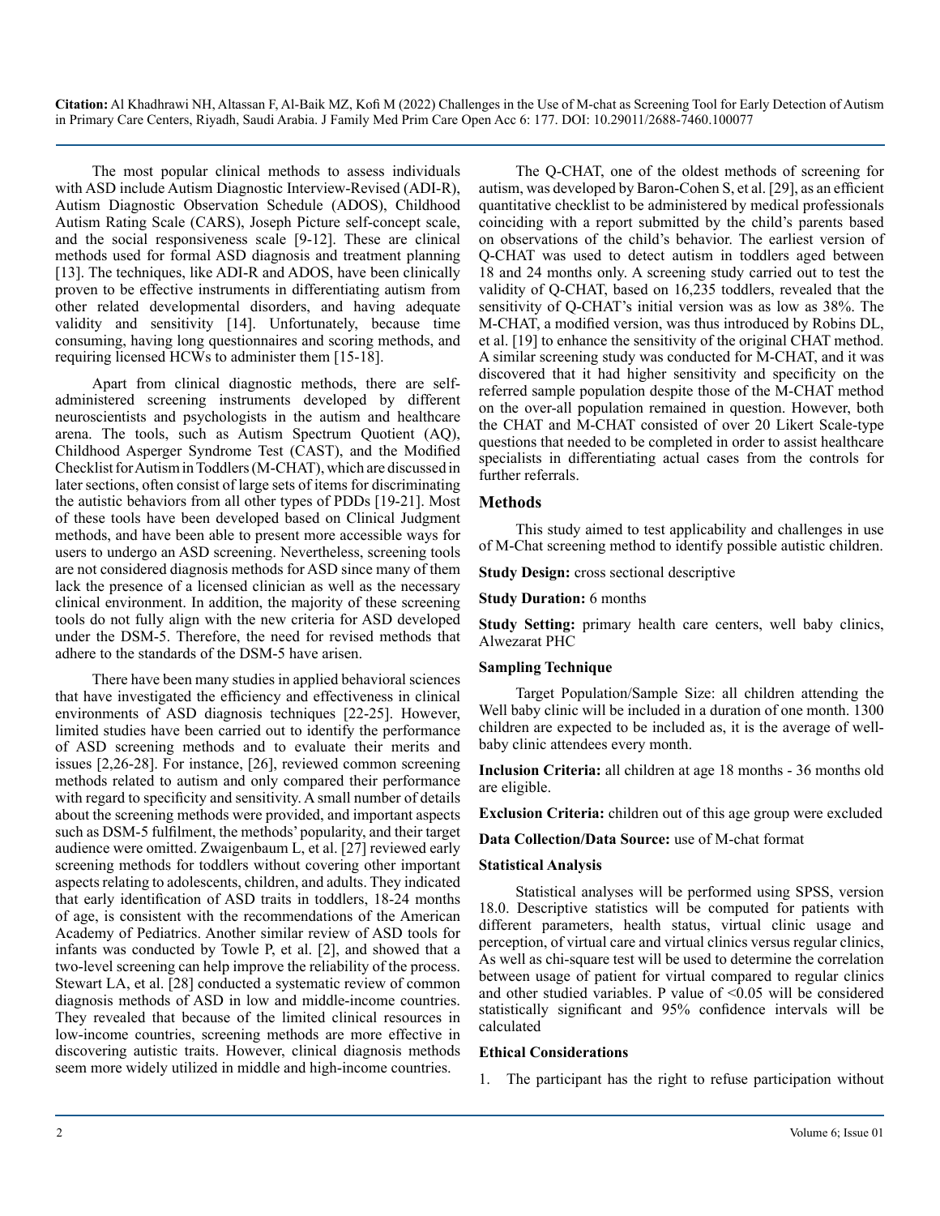The most popular clinical methods to assess individuals with ASD include Autism Diagnostic Interview-Revised (ADI-R), Autism Diagnostic Observation Schedule (ADOS), Childhood Autism Rating Scale (CARS), Joseph Picture self-concept scale, and the social responsiveness scale [9-12]. These are clinical methods used for formal ASD diagnosis and treatment planning [13]. The techniques, like ADI-R and ADOS, have been clinically proven to be effective instruments in differentiating autism from other related developmental disorders, and having adequate validity and sensitivity [14]. Unfortunately, because time consuming, having long questionnaires and scoring methods, and requiring licensed HCWs to administer them [15-18].

Apart from clinical diagnostic methods, there are self-administered screening instruments developed by different neuroscientists and psychologists in the autism and healthcare arena. The tools, such as Autism Spectrum Quotient (AQ), Childhood Asperger Syndrome Test (CAST), and the Modified Checklist for Autism in Toddlers (M-CHAT), which are discussed in later sections, often consist of large sets of items for discriminating the autistic behaviors from all other types of PDDs [19-21]. Most of these tools have been developed based on Clinical Judgment methods, and have been able to present more accessible ways for users to undergo an ASD screening. Nevertheless, screening tools are not considered diagnosis methods for ASD since many of them lack the presence of a licensed clinician as well as the necessary clinical environment. In addition, the majority of these screening tools do not fully align with the new criteria for ASD developed under the DSM-5. Therefore, the need for revised methods that adhere to the standards of the DSM-5 have arisen.

There have been many studies in applied behavioral sciences that have investigated the efficiency and effectiveness in clinical environments of ASD diagnosis techniques [22-25]. However, limited studies have been carried out to identify the performance of ASD screening methods and to evaluate their merits and issues [2,26-28]. For instance, [26], reviewed common screening methods related to autism and only compared their performance with regard to specificity and sensitivity. A small number of details about the screening methods were provided, and important aspects such as DSM-5 fulfilment, the methods' popularity, and their target audience were omitted. Zwaigenbaum L, et al. [27] reviewed early screening methods for toddlers without covering other important aspects relating to adolescents, children, and adults. They indicated that early identification of ASD traits in toddlers, 18-24 months of age, is consistent with the recommendations of the American Academy of Pediatrics. Another similar review of ASD tools for infants was conducted by Towle P, et al. [2], and showed that a two-level screening can help improve the reliability of the process. Stewart LA, et al. [28] conducted a systematic review of common diagnosis methods of ASD in low and middle-income countries. They revealed that because of the limited clinical resources in low-income countries, screening methods are more effective in discovering autistic traits. However, clinical diagnosis methods seem more widely utilized in middle and high-income countries.

The Q-CHAT, one of the oldest methods of screening for autism, was developed by Baron-Cohen S, et al. [29], as an efficient quantitative checklist to be administered by medical professionals coinciding with a report submitted by the child's parents based on observations of the child's behavior. The earliest version of Q-CHAT was used to detect autism in toddlers aged between 18 and 24 months only. A screening study carried out to test the validity of Q-CHAT, based on 16,235 toddlers, revealed that the sensitivity of Q-CHAT's initial version was as low as 38%. The M-CHAT, a modified version, was thus introduced by Robins DL, et al. [19] to enhance the sensitivity of the original CHAT method. A similar screening study was conducted for M-CHAT, and it was discovered that it had higher sensitivity and specificity on the referred sample population despite those of the M-CHAT method on the over-all population remained in question. However, both the CHAT and M-CHAT consisted of over 20 Likert Scale-type questions that needed to be completed in order to assist healthcare specialists in differentiating actual cases from the controls for further referrals.

## Methods

This study aimed to test applicability and challenges in use of M-Chat screening method to identify possible autistic children.

**Study Design:** cross sectional descriptive

**Study Duration:** 6 months

**Study Setting:** primary health care centers, well baby clinics, Alwezarat PHC

**Sampling Technique**

Target Population/Sample Size: all children attending the Well baby clinic will be included in a duration of one month. 1300 children are expected to be included as, it is the average of well-baby clinic attendees every month.

**Inclusion Criteria:** all children at age 18 months - 36 months old are eligible.

**Exclusion Criteria:** children out of this age group were excluded

**Data Collection/Data Source:** use of M-chat format

**Statistical Analysis**

Statistical analyses will be performed using SPSS, version 18.0. Descriptive statistics will be computed for patients with different parameters, health status, virtual clinic usage and perception, of virtual care and virtual clinics versus regular clinics, As well as chi-square test will be used to determine the correlation between usage of patient for virtual compared to regular clinics and other studied variables. P value of <0.05 will be considered statistically significant and 95% confidence intervals will be calculated

**Ethical Considerations**

1. The participant has the right to refuse participation without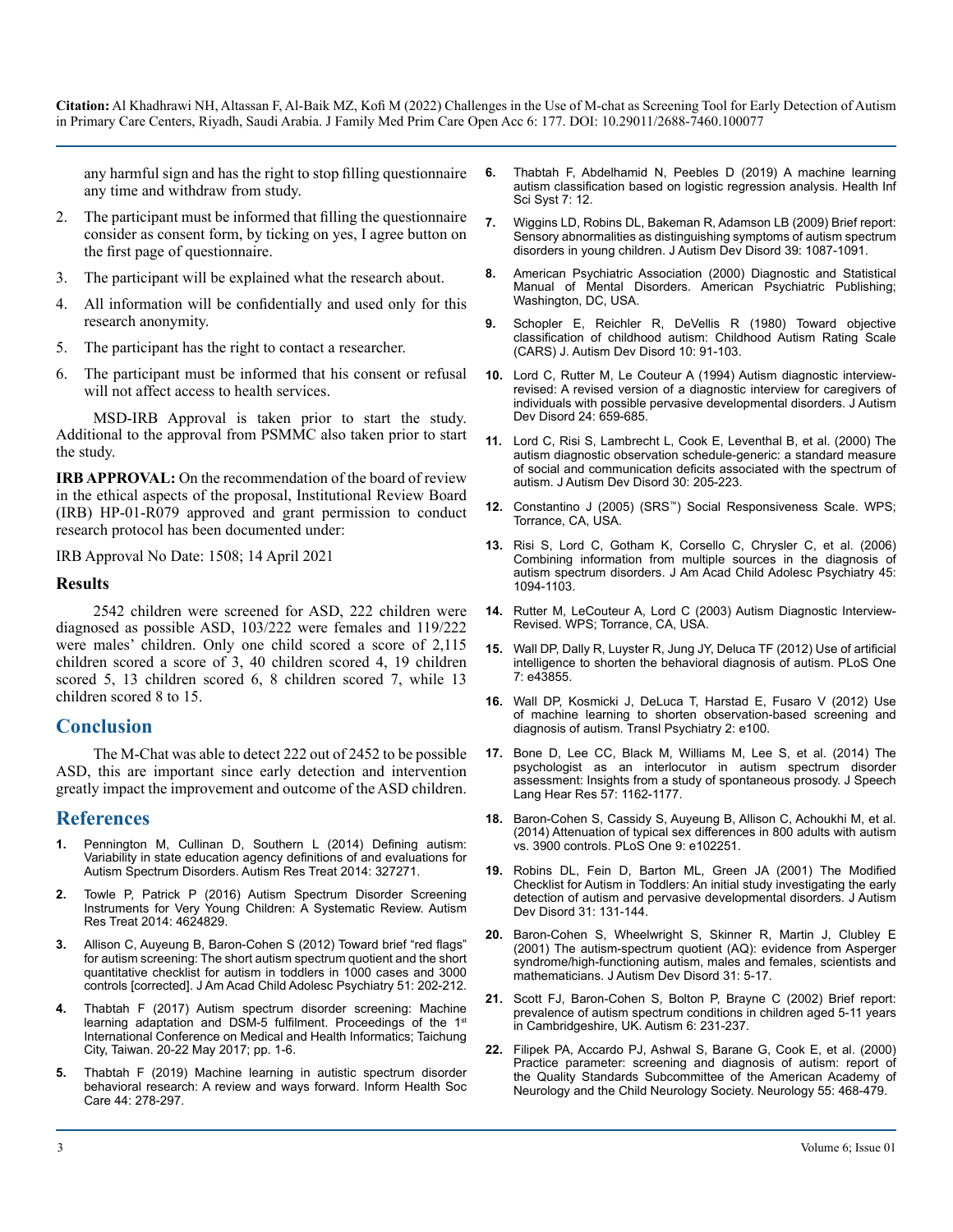any harmful sign and has the right to stop filling questionnaire any time and withdraw from study.

2. The participant must be informed that filling the questionnaire consider as consent form, by ticking on yes, I agree button on the first page of questionnaire.
3. The participant will be explained what the research about.
4. All information will be confidentially and used only for this research anonymity.
5. The participant has the right to contact a researcher.
6. The participant must be informed that his consent or refusal will not affect access to health services.

MSD-IRB Approval is taken prior to start the study. Additional to the approval from PSMMC also taken prior to start the study.

**IRB APPROVAL:** On the recommendation of the board of review in the ethical aspects of the proposal, Institutional Review Board (IRB) HP-01-R079 approved and grant permission to conduct research protocol has been documented under:

IRB Approval No Date: 1508; 14 April 2021

### Results

2542 children were screened for ASD, 222 children were diagnosed as possible ASD, 103/222 were females and 119/222 were males' children. Only one child scored a score of 2,115 children scored a score of 3, 40 children scored 4, 19 children scored 5, 13 children scored 6, 8 children scored 7, while 13 children scored 8 to 15.

## Conclusion

The M-Chat was able to detect 222 out of 2452 to be possible ASD, this are important since early detection and intervention greatly impact the improvement and outcome of the ASD children.

## References

1. Pennington M, Cullinan D, Southern L (2014) Defining autism: Variability in state education agency definitions of and evaluations for Autism Spectrum Disorders. Autism Res Treat 2014: 327271.
2. Towle P, Patrick P (2016) Autism Spectrum Disorder Screening Instruments for Very Young Children: A Systematic Review. Autism Res Treat 2014: 4624829.
3. Allison C, Auyeung B, Baron-Cohen S (2012) Toward brief "red flags" for autism screening: The short autism spectrum quotient and the short quantitative checklist for autism in toddlers in 1000 cases and 3000 controls [corrected]. J Am Acad Child Adolesc Psychiatry 51: 202-212.
4. Thabtah F (2017) Autism spectrum disorder screening: Machine learning adaptation and DSM-5 fulfilment. Proceedings of the 1st International Conference on Medical and Health Informatics; Taichung City, Taiwan. 20-22 May 2017; pp. 1-6.
5. Thabtah F (2019) Machine learning in autistic spectrum disorder behavioral research: A review and ways forward. Inform Health Soc Care 44: 278-297.
6. Thabtah F, Abdelhamid N, Peebles D (2019) A machine learning autism classification based on logistic regression analysis. Health Inf Sci Syst 7: 12.
7. Wiggins LD, Robins DL, Bakeman R, Adamson LB (2009) Brief report: Sensory abnormalities as distinguishing symptoms of autism spectrum disorders in young children. J Autism Dev Disord 39: 1087-1091.
8. American Psychiatric Association (2000) Diagnostic and Statistical Manual of Mental Disorders. American Psychiatric Publishing; Washington, DC, USA.
9. Schopler E, Reichler R, DeVellis R (1980) Toward objective classification of childhood autism: Childhood Autism Rating Scale (CARS) J. Autism Dev Disord 10: 91-103.
10. Lord C, Rutter M, Le Couteur A (1994) Autism diagnostic interview-revised: A revised version of a diagnostic interview for caregivers of individuals with possible pervasive developmental disorders. J Autism Dev Disord 24: 659-685.
11. Lord C, Risi S, Lambrecht L, Cook E, Leventhal B, et al. (2000) The autism diagnostic observation schedule-generic: a standard measure of social and communication deficits associated with the spectrum of autism. J Autism Dev Disord 30: 205-223.
12. Constantino J (2005) (SRS™) Social Responsiveness Scale. WPS; Torrance, CA, USA.
13. Risi S, Lord C, Gotham K, Corsello C, Chrysler C, et al. (2006) Combining information from multiple sources in the diagnosis of autism spectrum disorders. J Am Acad Child Adolesc Psychiatry 45: 1094-1103.
14. Rutter M, LeCouteur A, Lord C (2003) Autism Diagnostic Interview-Revised. WPS; Torrance, CA, USA.
15. Wall DP, Dally R, Luyster R, Jung JY, Deluca TF (2012) Use of artificial intelligence to shorten the behavioral diagnosis of autism. PLoS One 7: e43855.
16. Wall DP, Kosmicki J, DeLuca T, Harstad E, Fusaro V (2012) Use of machine learning to shorten observation-based screening and diagnosis of autism. Transl Psychiatry 2: e100.
17. Bone D, Lee CC, Black M, Williams M, Lee S, et al. (2014) The psychologist as an interlocutor in autism spectrum disorder assessment: Insights from a study of spontaneous prosody. J Speech Lang Hear Res 57: 1162-1177.
18. Baron-Cohen S, Cassidy S, Auyeung B, Allison C, Achoukhi M, et al. (2014) Attenuation of typical sex differences in 800 adults with autism vs. 3900 controls. PLoS One 9: e102251.
19. Robins DL, Fein D, Barton ML, Green JA (2001) The Modified Checklist for Autism in Toddlers: An initial study investigating the early detection of autism and pervasive developmental disorders. J Autism Dev Disord 31: 131-144.
20. Baron-Cohen S, Wheelwright S, Skinner R, Martin J, Clubley E (2001) The autism-spectrum quotient (AQ): evidence from Asperger syndrome/high-functioning autism, males and females, scientists and mathematicians. J Autism Dev Disord 31: 5-17.
21. Scott FJ, Baron-Cohen S, Bolton P, Brayne C (2002) Brief report: prevalence of autism spectrum conditions in children aged 5-11 years in Cambridgeshire, UK. Autism 6: 231-237.
22. Filipek PA, Accardo PJ, Ashwal S, Barane G, Cook E, et al. (2000) Practice parameter: screening and diagnosis of autism: report of the Quality Standards Subcommittee of the American Academy of Neurology and the Child Neurology Society. Neurology 55: 468-479.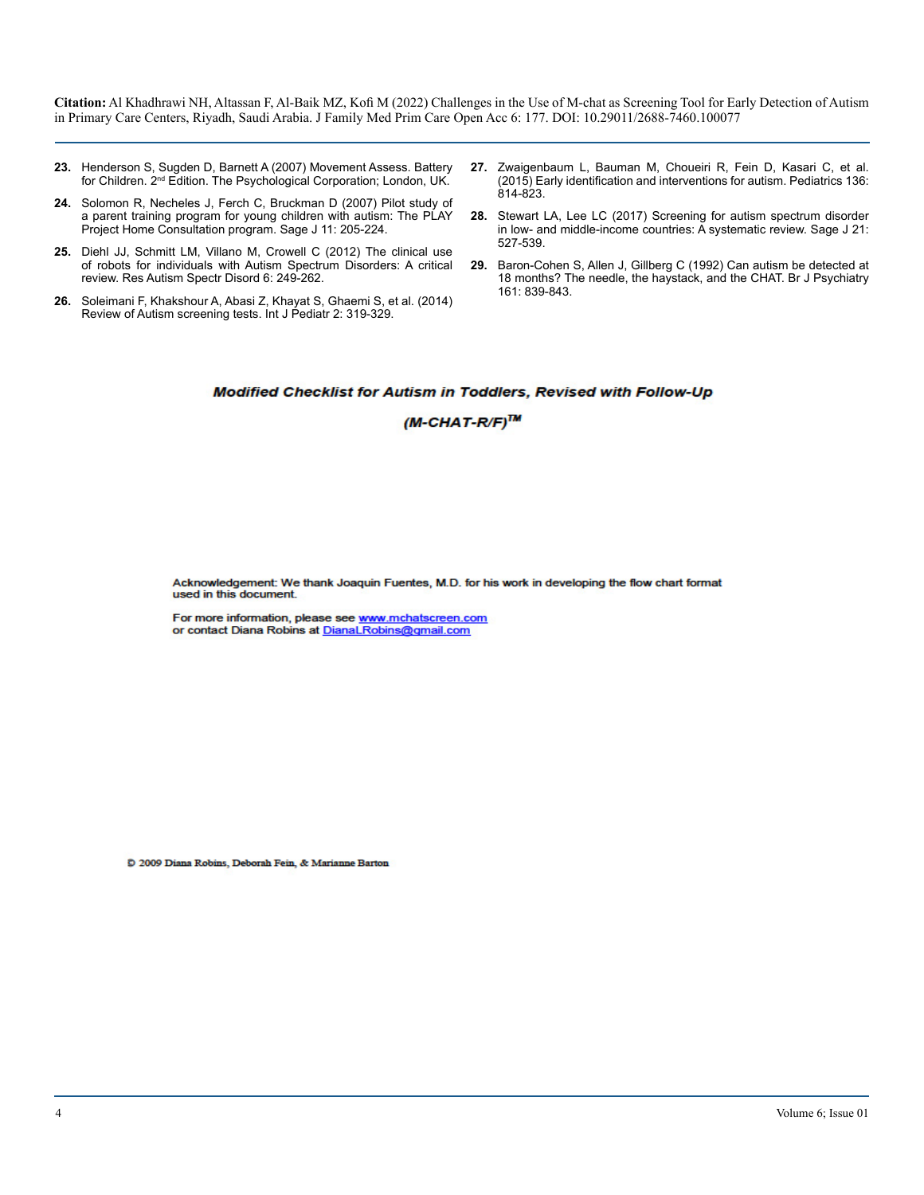23. Henderson S, Sugden D, Barnett A (2007) Movement Assess. Battery for Children. 2nd Edition. The Psychological Corporation; London, UK.

24. Solomon R, Necheles J, Ferch C, Bruckman D (2007) Pilot study of a parent training program for young children with autism: The PLAY Project Home Consultation program. Sage J 11: 205-224.

25. Diehl JJ, Schmitt LM, Villano M, Crowell C (2012) The clinical use of robots for individuals with Autism Spectrum Disorders: A critical review. Res Autism Spectr Disord 6: 249-262.

26. Soleimani F, Khakshour A, Abasi Z, Khayat S, Ghaemi S, et al. (2014) Review of Autism screening tests. Int J Pediatr 2: 319-329.

27. Zwaigenbaum L, Bauman M, Choueiri R, Fein D, Kasari C, et al. (2015) Early identification and interventions for autism. Pediatrics 136: 814-823.

28. Stewart LA, Lee LC (2017) Screening for autism spectrum disorder in low- and middle-income countries: A systematic review. Sage J 21: 527-539.

29. Baron-Cohen S, Allen J, Gillberg C (1992) Can autism be detected at 18 months? The needle, the haystack, and the CHAT. Br J Psychiatry 161: 839-843.

***Modified Checklist for Autism in Toddlers, Revised with Follow-Up***

***(M-CHAT-R/F)™***

Acknowledgement: We thank Joaquin Fuentes, M.D. for his work in developing the flow chart format used in this document.

For more information, please see www.mchatscreen.com
or contact Diana Robins at DianaLRobins@gmail.com

© 2009 Diana Robins, Deborah Fein, & Marianne Barton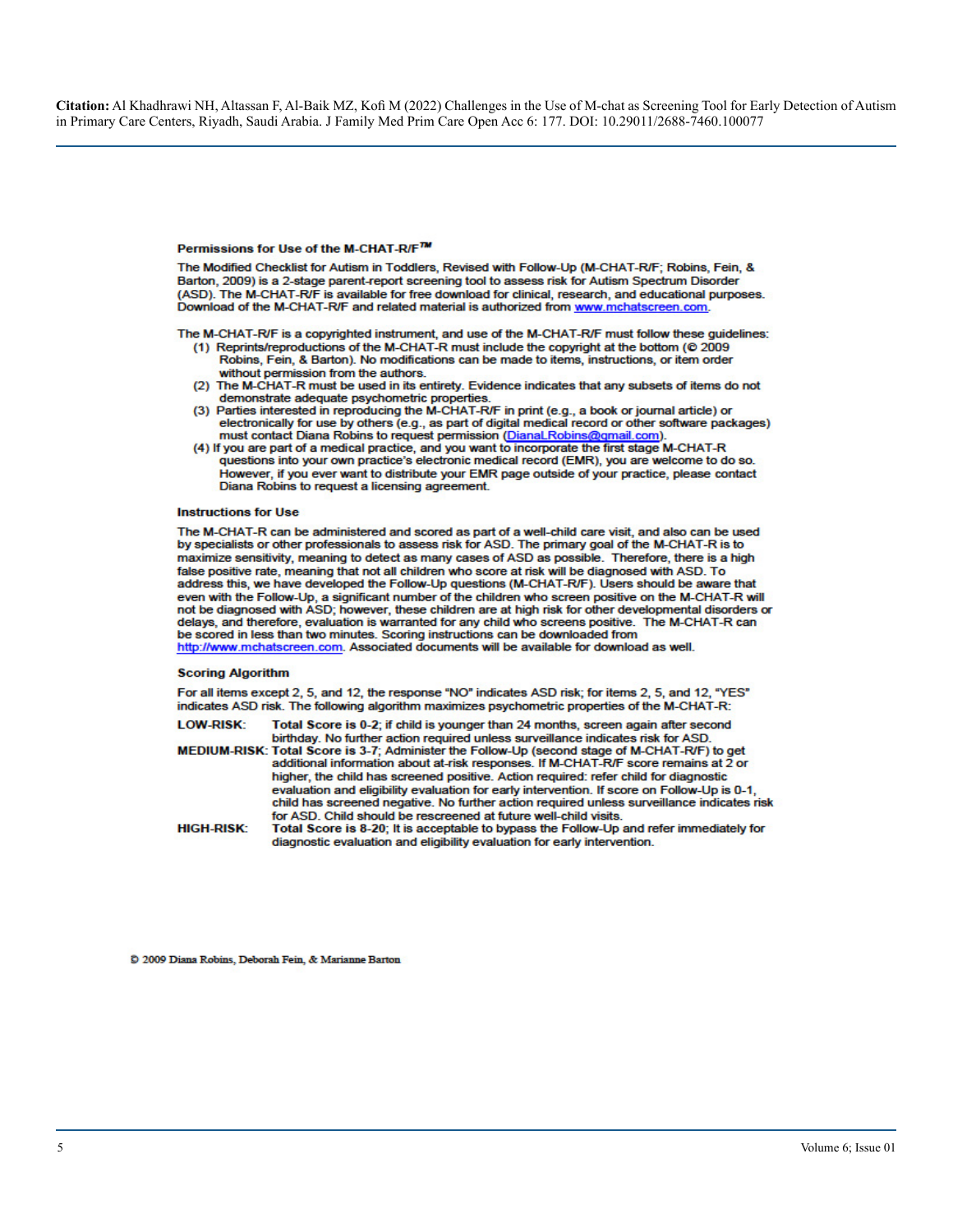### Permissions for Use of the M-CHAT-R/F™

The Modified Checklist for Autism in Toddlers, Revised with Follow-Up (M-CHAT-R/F; Robins, Fein, & Barton, 2009) is a 2-stage parent-report screening tool to assess risk for Autism Spectrum Disorder (ASD). The M-CHAT-R/F is available for free download for clinical, research, and educational purposes. Download of the M-CHAT-R/F and related material is authorized from www.mchatscreen.com.

The M-CHAT-R/F is a copyrighted instrument, and use of the M-CHAT-R/F must follow these guidelines:

(1) Reprints/reproductions of the M-CHAT-R must include the copyright at the bottom (© 2009 Robins, Fein, & Barton). No modifications can be made to items, instructions, or item order without permission from the authors.
(2) The M-CHAT-R must be used in its entirety. Evidence indicates that any subsets of items do not demonstrate adequate psychometric properties.
(3) Parties interested in reproducing the M-CHAT-R/F in print (e.g., a book or journal article) or electronically for use by others (e.g., as part of digital medical record or other software packages) must contact Diana Robins to request permission (DianaLRobins@gmail.com).
(4) If you are part of a medical practice, and you want to incorporate the first stage M-CHAT-R questions into your own practice's electronic medical record (EMR), you are welcome to do so. However, if you ever want to distribute your EMR page outside of your practice, please contact Diana Robins to request a licensing agreement.

### Instructions for Use

The M-CHAT-R can be administered and scored as part of a well-child care visit, and also can be used by specialists or other professionals to assess risk for ASD. The primary goal of the M-CHAT-R is to maximize sensitivity, meaning to detect as many cases of ASD as possible. Therefore, there is a high false positive rate, meaning that not all children who score at risk will be diagnosed with ASD. To address this, we have developed the Follow-Up questions (M-CHAT-R/F). Users should be aware that even with the Follow-Up, a significant number of the children who screen positive on the M-CHAT-R will not be diagnosed with ASD; however, these children are at high risk for other developmental disorders or delays, and therefore, evaluation is warranted for any child who screens positive. The M-CHAT-R can be scored in less than two minutes. Scoring instructions can be downloaded from http://www.mchatscreen.com. Associated documents will be available for download as well.

### Scoring Algorithm

For all items except 2, 5, and 12, the response "NO" indicates ASD risk; for items 2, 5, and 12, "YES" indicates ASD risk. The following algorithm maximizes psychometric properties of the M-CHAT-R:

**LOW-RISK:** Total Score is 0-2; if child is younger than 24 months, screen again after second birthday. No further action required unless surveillance indicates risk for ASD.

**MEDIUM-RISK:** Total Score is 3-7; Administer the Follow-Up (second stage of M-CHAT-R/F) to get additional information about at-risk responses. If M-CHAT-R/F score remains at 2 or higher, the child has screened positive. Action required: refer child for diagnostic evaluation and eligibility evaluation for early intervention. If score on Follow-Up is 0-1, child has screened negative. No further action required unless surveillance indicates risk for ASD. Child should be rescreened at future well-child visits.

**HIGH-RISK:** Total Score is 8-20; It is acceptable to bypass the Follow-Up and refer immediately for diagnostic evaluation and eligibility evaluation for early intervention.

© 2009 Diana Robins, Deborah Fein, & Marianne Barton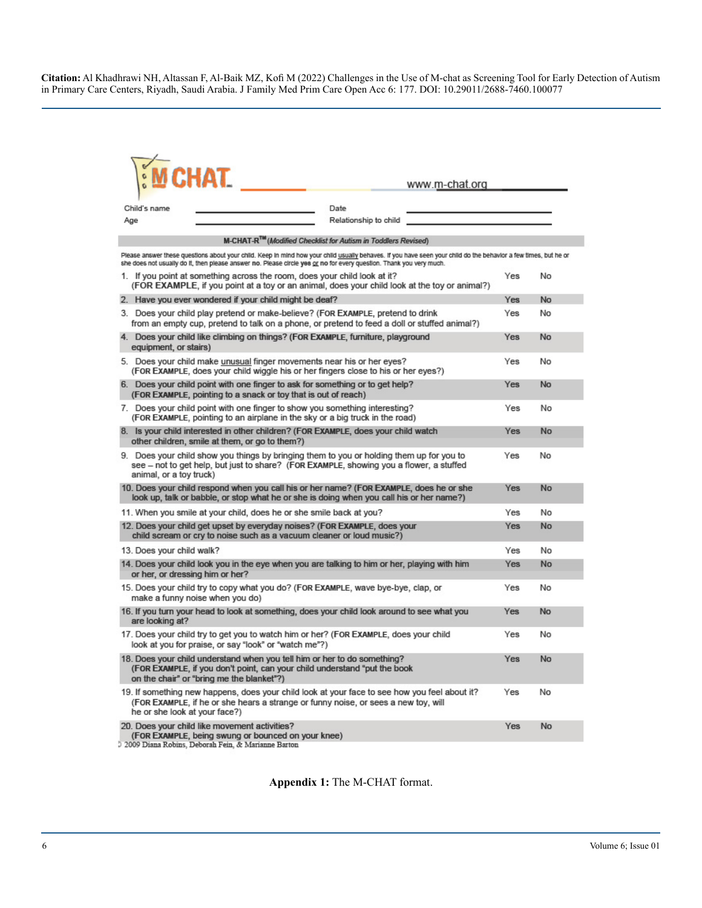**Citation:** Al Khadhrawi NH, Altassan F, Al-Baik MZ, Kofi M (2022) Challenges in the Use of M-chat as Screening Tool for Early Detection of Autism in Primary Care Centers, Riyadh, Saudi Arabia. J Family Med Prim Care Open Acc 6: 177. DOI: 10.29011/2688-7460.100077

M CHAT www.m-chat.org

Child's name ____________________ Date ____________________

Age ____________________ Relationship to child ____________________

**M-CHAT-R™** *(Modified Checklist for Autism in Toddlers Revised)*

Please answer these questions about your child. Keep in mind how your child usually behaves. If you have seen your child do the behavior a few times, but he or she does not usually do it, then please answer **no**. Please circle **yes** or **no** for every question. Thank you very much.

| | | |
|---|---|---|
| 1. If you point at something across the room, does your child look at it? (FOR EXAMPLE, if you point at a toy or an animal, does your child look at the toy or animal?) | Yes | No |
| 2. Have you ever wondered if your child might be deaf? | Yes | No |
| 3. Does your child play pretend or make-believe? (FOR EXAMPLE, pretend to drink from an empty cup, pretend to talk on a phone, or pretend to feed a doll or stuffed animal?) | Yes | No |
| 4. Does your child like climbing on things? (FOR EXAMPLE, furniture, playground equipment, or stairs) | Yes | No |
| 5. Does your child make unusual finger movements near his or her eyes? (FOR EXAMPLE, does your child wiggle his or her fingers close to his or her eyes?) | Yes | No |
| 6. Does your child point with one finger to ask for something or to get help? (FOR EXAMPLE, pointing to a snack or toy that is out of reach) | Yes | No |
| 7. Does your child point with one finger to show you something interesting? (FOR EXAMPLE, pointing to an airplane in the sky or a big truck in the road) | Yes | No |
| 8. Is your child interested in other children? (FOR EXAMPLE, does your child watch other children, smile at them, or go to them?) | Yes | No |
| 9. Does your child show you things by bringing them to you or holding them up for you to see – not to get help, but just to share? (FOR EXAMPLE, showing you a flower, a stuffed animal, or a toy truck) | Yes | No |
| 10. Does your child respond when you call his or her name? (FOR EXAMPLE, does he or she look up, talk or babble, or stop what he or she is doing when you call his or her name?) | Yes | No |
| 11. When you smile at your child, does he or she smile back at you? | Yes | No |
| 12. Does your child get upset by everyday noises? (FOR EXAMPLE, does your child scream or cry to noise such as a vacuum cleaner or loud music?) | Yes | No |
| 13. Does your child walk? | Yes | No |
| 14. Does your child look you in the eye when you are talking to him or her, playing with him or her, or dressing him or her? | Yes | No |
| 15. Does your child try to copy what you do? (FOR EXAMPLE, wave bye-bye, clap, or make a funny noise when you do) | Yes | No |
| 16. If you turn your head to look at something, does your child look around to see what you are looking at? | Yes | No |
| 17. Does your child try to get you to watch him or her? (FOR EXAMPLE, does your child look at you for praise, or say "look" or "watch me"?) | Yes | No |
| 18. Does your child understand when you tell him or her to do something? (FOR EXAMPLE, if you don't point, can your child understand "put the book on the chair" or "bring me the blanket"?) | Yes | No |
| 19. If something new happens, does your child look at your face to see how you feel about it? (FOR EXAMPLE, if he or she hears a strange or funny noise, or sees a new toy, will he or she look at your face?) | Yes | No |
| 20. Does your child like movement activities? (FOR EXAMPLE, being swung or bounced on your knee) | Yes | No |

© 2009 Diana Robins, Deborah Fein, & Marianne Barton

**Appendix 1:** The M-CHAT format.